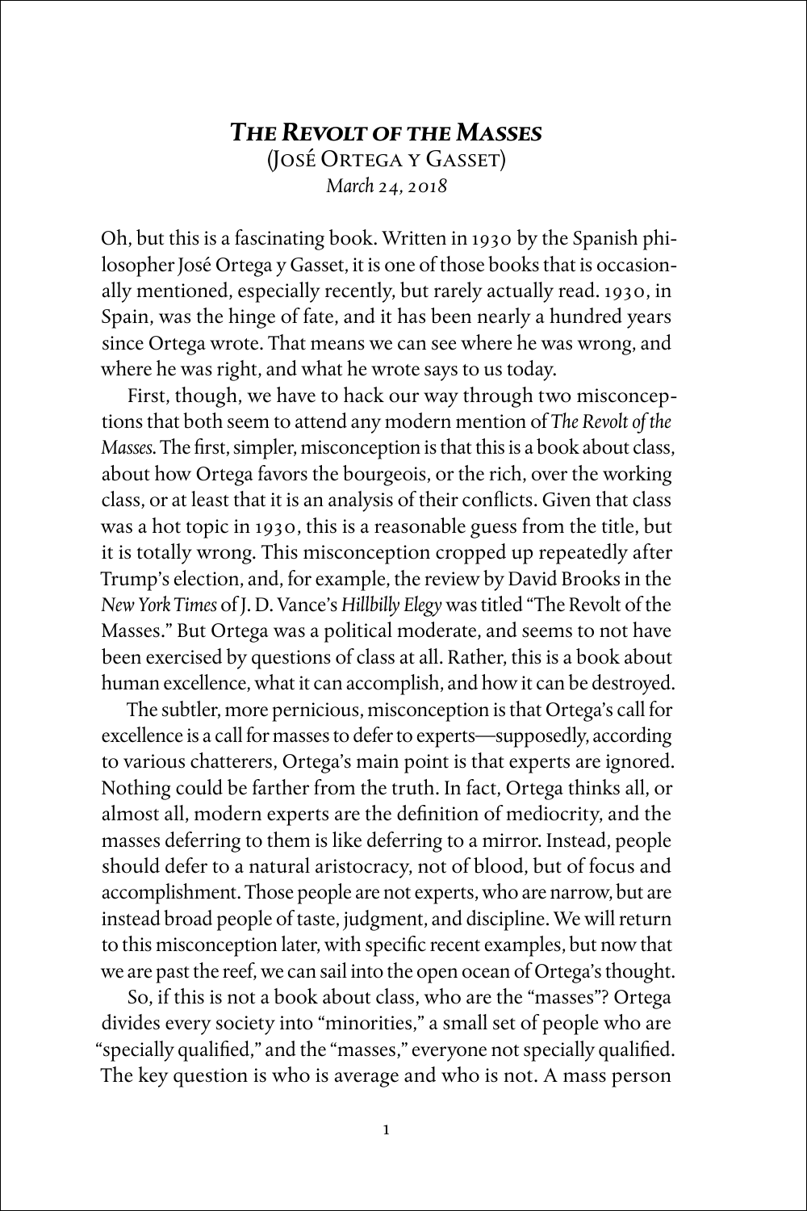# *The Revolt of the Masses*

(José Ortega y Gasset)

*March 24, 2018*

Oh, but this is a fascinating book. Written in 1930 by the Spanish philosopher José Ortega y Gasset, it is one of those books that is occasionally mentioned, especially recently, but rarely actually read. 1930, in Spain, was the hinge of fate, and it has been nearly a hundred years since Ortega wrote. That means we can see where he was wrong, and where he was right, and what he wrote says to us today.

First, though, we have to hack our way through two misconceptions that both seem to attend any modern mention of *The Revolt of the Masses*. The first, simpler, misconception is that this is a book about class, about how Ortega favors the bourgeois, or the rich, over the working class, or at least that it is an analysis of their conflicts. Given that class was a hot topic in 1930, this is a reasonable guess from the title, but it is totally wrong. This misconception cropped up repeatedly after Trump's election, and, for example, the review by David Brooks in the *New York Times* of J. D. Vance's *Hillbilly Elegy* was titled "The Revolt of the Masses." But Ortega was a political moderate, and seems to not have been exercised by questions of class at all. Rather, this is a book about human excellence, what it can accomplish, and how it can be destroyed.

The subtler, more pernicious, misconception is that Ortega's call for excellence is a call for masses to defer to experts—supposedly, according to various chatterers, Ortega's main point is that experts are ignored. Nothing could be farther from the truth. In fact, Ortega thinks all, or almost all, modern experts are the definition of mediocrity, and the masses deferring to them is like deferring to a mirror. Instead, people should defer to a natural aristocracy, not of blood, but of focus and accomplishment. Those people are not experts, who are narrow, but are instead broad people of taste, judgment, and discipline. We will return to this misconception later, with specific recent examples, but now that we are past the reef, we can sail into the open ocean of Ortega's thought.

So, if this is not a book about class, who are the "masses"? Ortega divides every society into "minorities," a small set of people who are "specially qualified," and the "masses," everyone not specially qualified. The key question is who is average and who is not. A mass person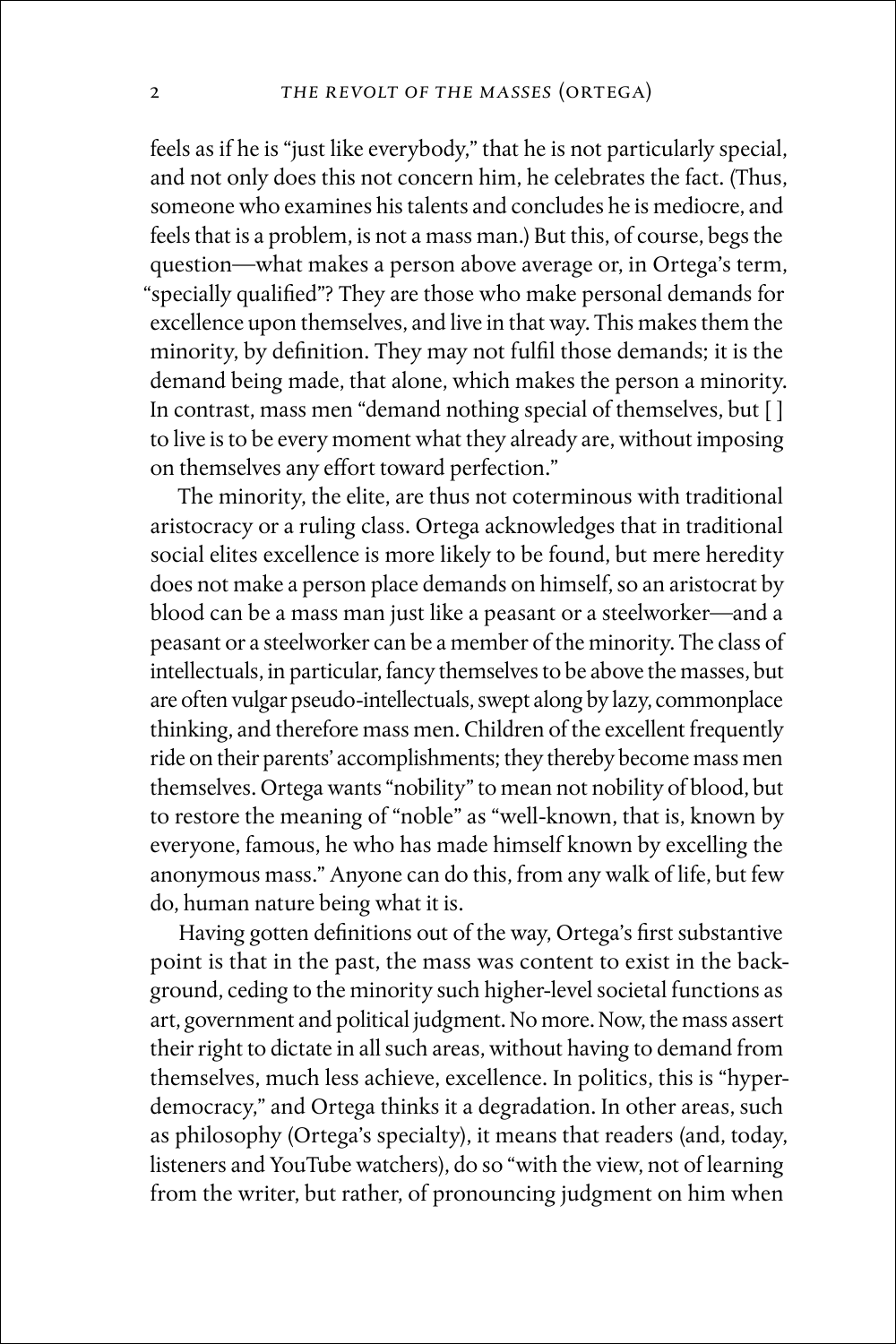feels as if he is "just like everybody," that he is not particularly special, and not only does this not concern him, he celebrates the fact. (Thus, someone who examines his talents and concludes he is mediocre, and feels that is a problem, is not a mass man.) But this, of course, begs the question—what makes a person above average or, in Ortega's term, "specially qualified"? They are those who make personal demands for excellence upon themselves, and live in that way. This makes them the minority, by definition. They may not fulfil those demands; it is the demand being made, that alone, which makes the person a minority. In contrast, mass men "demand nothing special of themselves, but [ ] to live is to be every moment what they already are, without imposing on themselves any effort toward perfection."

The minority, the elite, are thus not coterminous with traditional aristocracy or a ruling class. Ortega acknowledges that in traditional social elites excellence is more likely to be found, but mere heredity does not make a person place demands on himself, so an aristocrat by blood can be a mass man just like a peasant or a steelworker—and a peasant or a steelworker can be a member of the minority. The class of intellectuals, in particular, fancy themselves to be above the masses, but are often vulgar pseudo-intellectuals, swept along by lazy, commonplace thinking, and therefore mass men. Children of the excellent frequently ride on their parents' accomplishments; they thereby become mass men themselves. Ortega wants "nobility" to mean not nobility of blood, but to restore the meaning of "noble" as "well-known, that is, known by everyone, famous, he who has made himself known by excelling the anonymous mass." Anyone can do this, from any walk of life, but few do, human nature being what it is.

Having gotten definitions out of the way, Ortega's first substantive point is that in the past, the mass was content to exist in the background, ceding to the minority such higher-level societal functions as art, government and political judgment. No more. Now, the mass assert their right to dictate in all such areas, without having to demand from themselves, much less achieve, excellence. In politics, this is "hyper-democracy," and Ortega thinks it a degradation. In other areas, such as philosophy (Ortega's specialty), it means that readers (and, today, listeners and YouTube watchers), do so "with the view, not of learning from the writer, but rather, of pronouncing judgment on him when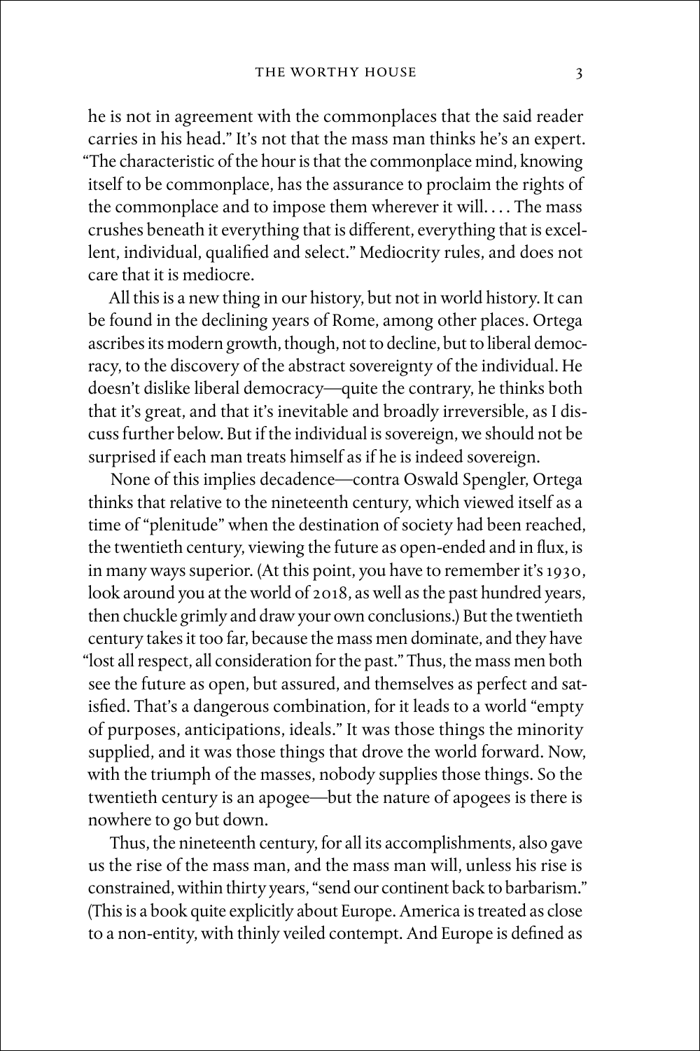he is not in agreement with the commonplaces that the said reader carries in his head." It's not that the mass man thinks he's an expert. "The characteristic of the hour is that the commonplace mind, knowing itself to be commonplace, has the assurance to proclaim the rights of the commonplace and to impose them wherever it will. . . . The mass crushes beneath it everything that is different, everything that is excellent, individual, qualified and select." Mediocrity rules, and does not care that it is mediocre.

All this is a new thing in our history, but not in world history. It can be found in the declining years of Rome, among other places. Ortega ascribes its modern growth, though, not to decline, but to liberal democracy, to the discovery of the abstract sovereignty of the individual. He doesn't dislike liberal democracy—quite the contrary, he thinks both that it's great, and that it's inevitable and broadly irreversible, as I discuss further below. But if the individual is sovereign, we should not be surprised if each man treats himself as if he is indeed sovereign.

None of this implies decadence—contra Oswald Spengler, Ortega thinks that relative to the nineteenth century, which viewed itself as a time of "plenitude" when the destination of society had been reached, the twentieth century, viewing the future as open-ended and in flux, is in many ways superior. (At this point, you have to remember it's 1930, look around you at the world of 2018, as well as the past hundred years, then chuckle grimly and draw your own conclusions.) But the twentieth century takes it too far, because the mass men dominate, and they have "lost all respect, all consideration for the past." Thus, the mass men both see the future as open, but assured, and themselves as perfect and satisfied. That's a dangerous combination, for it leads to a world "empty of purposes, anticipations, ideals." It was those things the minority supplied, and it was those things that drove the world forward. Now, with the triumph of the masses, nobody supplies those things. So the twentieth century is an apogee—but the nature of apogees is there is nowhere to go but down.

Thus, the nineteenth century, for all its accomplishments, also gave us the rise of the mass man, and the mass man will, unless his rise is constrained, within thirty years, "send our continent back to barbarism." (This is a book quite explicitly about Europe. America is treated as close to a non-entity, with thinly veiled contempt. And Europe is defined as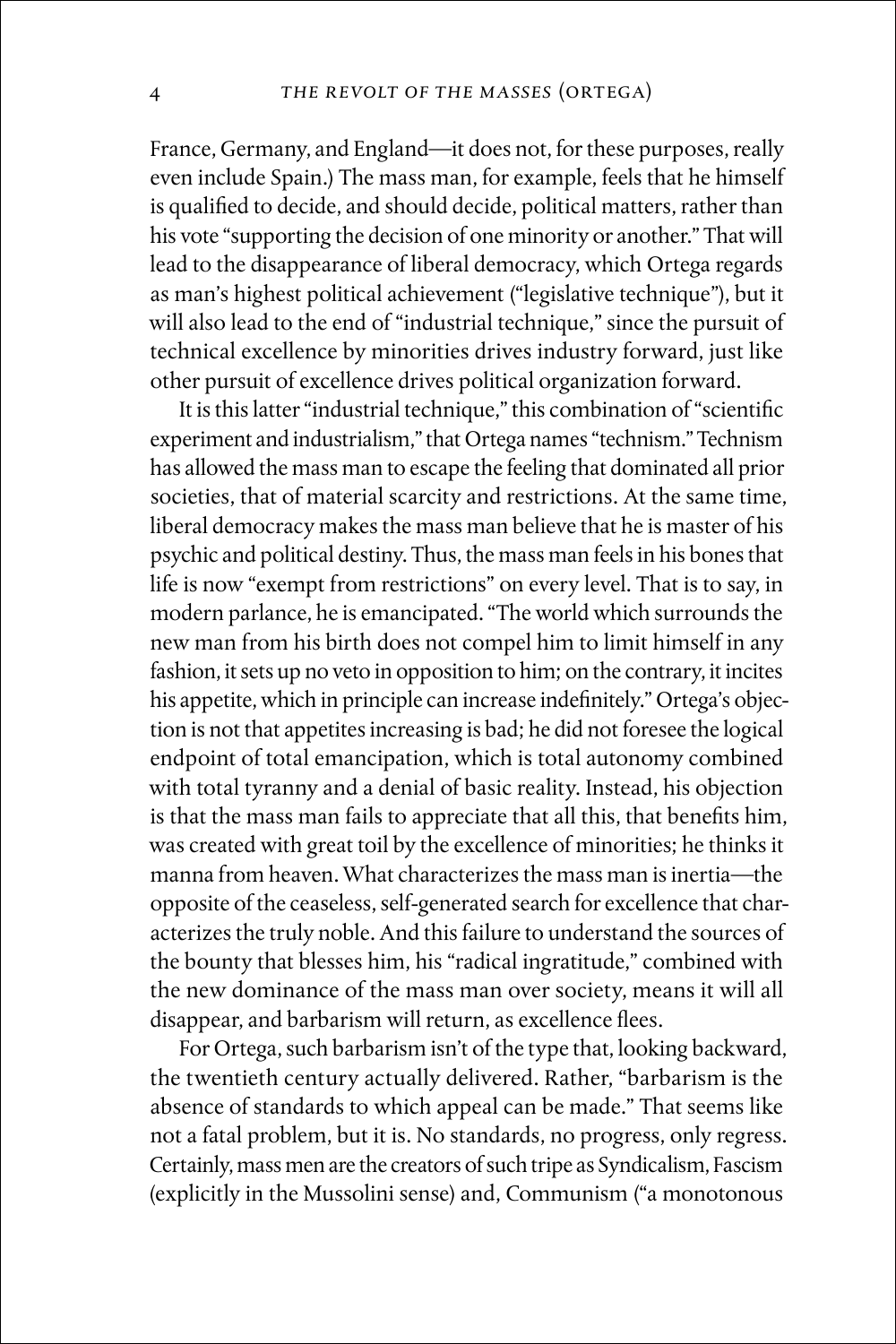France, Germany, and England—it does not, for these purposes, really even include Spain.) The mass man, for example, feels that he himself is qualified to decide, and should decide, political matters, rather than his vote "supporting the decision of one minority or another." That will lead to the disappearance of liberal democracy, which Ortega regards as man's highest political achievement ("legislative technique"), but it will also lead to the end of "industrial technique," since the pursuit of technical excellence by minorities drives industry forward, just like other pursuit of excellence drives political organization forward.

It is this latter "industrial technique," this combination of "scientific experiment and industrialism," that Ortega names "technism." Technism has allowed the mass man to escape the feeling that dominated all prior societies, that of material scarcity and restrictions. At the same time, liberal democracy makes the mass man believe that he is master of his psychic and political destiny. Thus, the mass man feels in his bones that life is now "exempt from restrictions" on every level. That is to say, in modern parlance, he is emancipated. "The world which surrounds the new man from his birth does not compel him to limit himself in any fashion, it sets up no veto in opposition to him; on the contrary, it incites his appetite, which in principle can increase indefinitely." Ortega's objection is not that appetites increasing is bad; he did not foresee the logical endpoint of total emancipation, which is total autonomy combined with total tyranny and a denial of basic reality. Instead, his objection is that the mass man fails to appreciate that all this, that benefits him, was created with great toil by the excellence of minorities; he thinks it manna from heaven. What characterizes the mass man is inertia—the opposite of the ceaseless, self-generated search for excellence that characterizes the truly noble. And this failure to understand the sources of the bounty that blesses him, his "radical ingratitude," combined with the new dominance of the mass man over society, means it will all disappear, and barbarism will return, as excellence flees.

For Ortega, such barbarism isn't of the type that, looking backward, the twentieth century actually delivered. Rather, "barbarism is the absence of standards to which appeal can be made." That seems like not a fatal problem, but it is. No standards, no progress, only regress. Certainly, mass men are the creators of such tripe as Syndicalism, Fascism (explicitly in the Mussolini sense) and, Communism ("a monotonous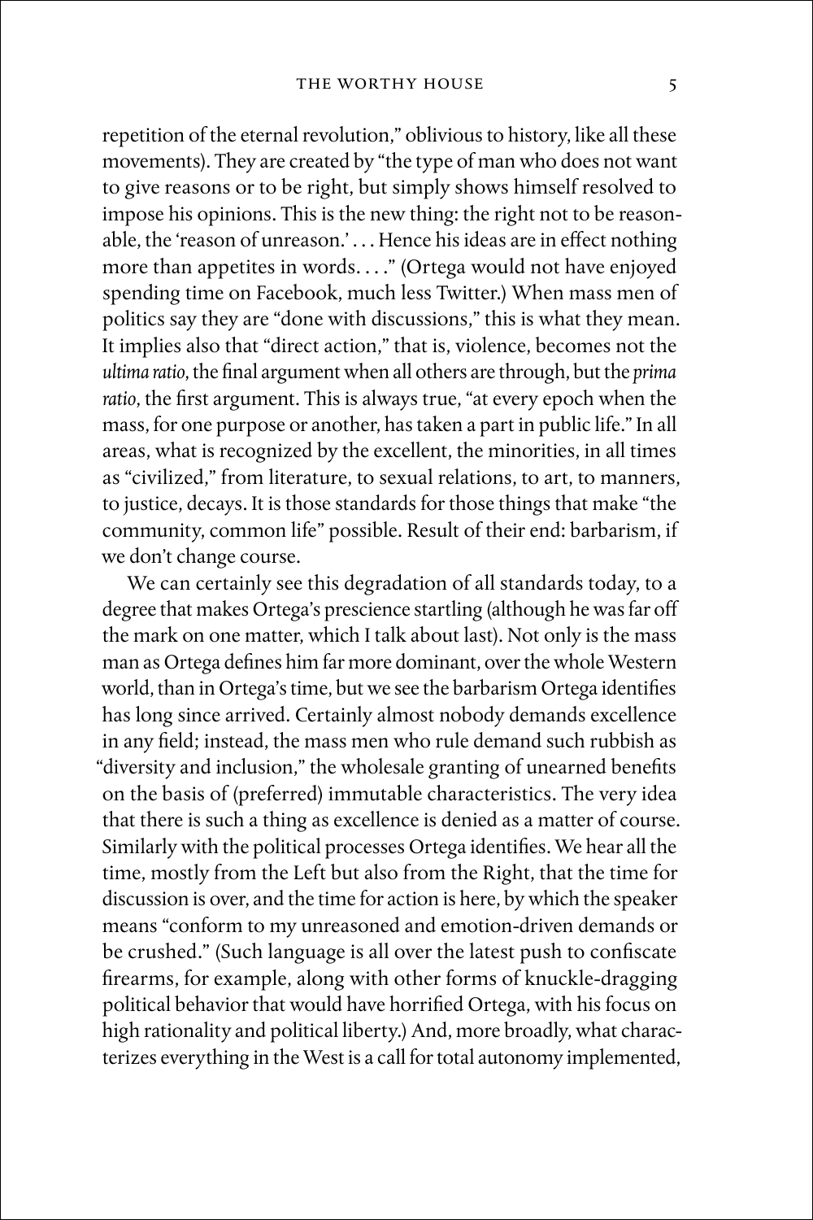repetition of the eternal revolution," oblivious to history, like all these movements). They are created by "the type of man who does not want to give reasons or to be right, but simply shows himself resolved to impose his opinions. This is the new thing: the right not to be reasonable, the 'reason of unreason.' . . . Hence his ideas are in effect nothing more than appetites in words. . . ." (Ortega would not have enjoyed spending time on Facebook, much less Twitter.) When mass men of politics say they are "done with discussions," this is what they mean. It implies also that "direct action," that is, violence, becomes not the *ultima ratio*, the final argument when all others are through, but the *prima ratio*, the first argument. This is always true, "at every epoch when the mass, for one purpose or another, has taken a part in public life." In all areas, what is recognized by the excellent, the minorities, in all times as "civilized," from literature, to sexual relations, to art, to manners, to justice, decays. It is those standards for those things that make "the community, common life" possible. Result of their end: barbarism, if we don't change course.

We can certainly see this degradation of all standards today, to a degree that makes Ortega's prescience startling (although he was far off the mark on one matter, which I talk about last). Not only is the mass man as Ortega defines him far more dominant, over the whole Western world, than in Ortega's time, but we see the barbarism Ortega identifies has long since arrived. Certainly almost nobody demands excellence in any field; instead, the mass men who rule demand such rubbish as "diversity and inclusion," the wholesale granting of unearned benefits on the basis of (preferred) immutable characteristics. The very idea that there is such a thing as excellence is denied as a matter of course. Similarly with the political processes Ortega identifies. We hear all the time, mostly from the Left but also from the Right, that the time for discussion is over, and the time for action is here, by which the speaker means "conform to my unreasoned and emotion-driven demands or be crushed." (Such language is all over the latest push to confiscate firearms, for example, along with other forms of knuckle-dragging political behavior that would have horrified Ortega, with his focus on high rationality and political liberty.) And, more broadly, what characterizes everything in the West is a call for total autonomy implemented,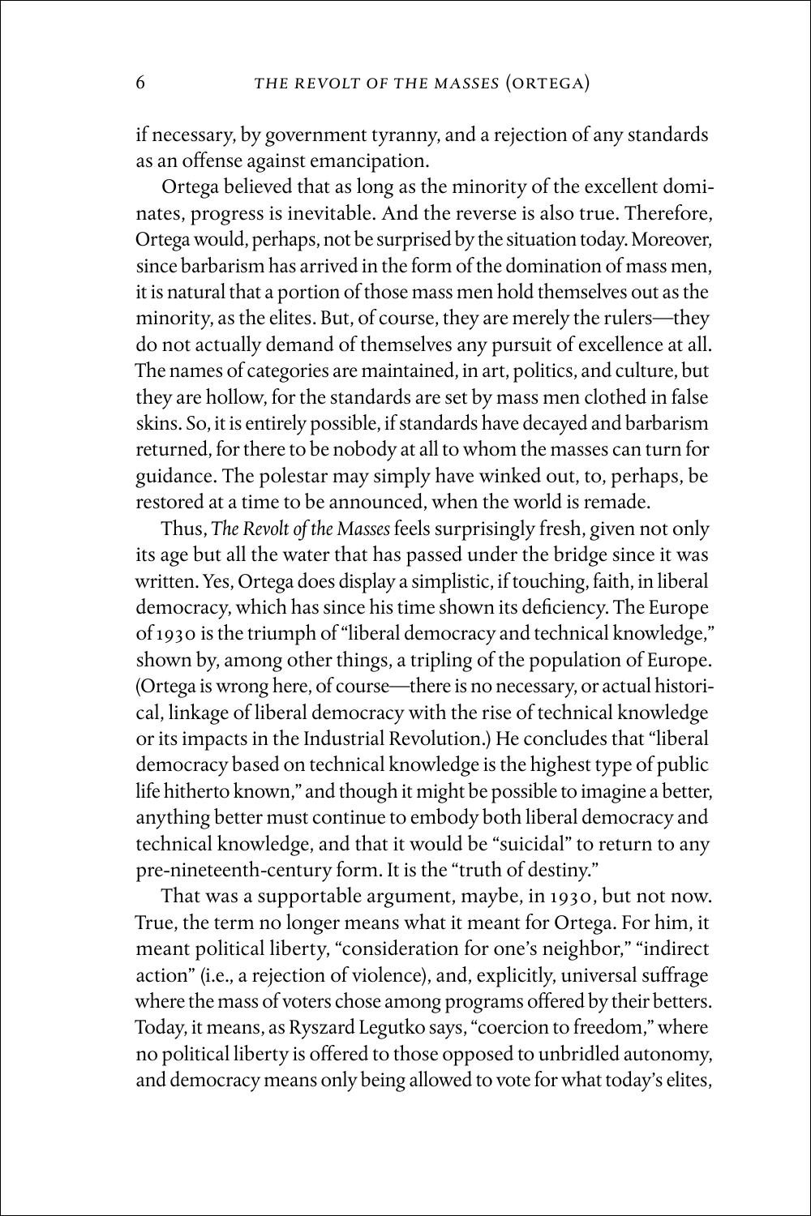if necessary, by government tyranny, and a rejection of any standards as an offense against emancipation.

Ortega believed that as long as the minority of the excellent dominates, progress is inevitable. And the reverse is also true. Therefore, Ortega would, perhaps, not be surprised by the situation today. Moreover, since barbarism has arrived in the form of the domination of mass men, it is natural that a portion of those mass men hold themselves out as the minority, as the elites. But, of course, they are merely the rulers—they do not actually demand of themselves any pursuit of excellence at all. The names of categories are maintained, in art, politics, and culture, but they are hollow, for the standards are set by mass men clothed in false skins. So, it is entirely possible, if standards have decayed and barbarism returned, for there to be nobody at all to whom the masses can turn for guidance. The polestar may simply have winked out, to, perhaps, be restored at a time to be announced, when the world is remade.

Thus, *The Revolt of the Masses* feels surprisingly fresh, given not only its age but all the water that has passed under the bridge since it was written. Yes, Ortega does display a simplistic, if touching, faith, in liberal democracy, which has since his time shown its deficiency. The Europe of 1930 is the triumph of "liberal democracy and technical knowledge," shown by, among other things, a tripling of the population of Europe. (Ortega is wrong here, of course—there is no necessary, or actual historical, linkage of liberal democracy with the rise of technical knowledge or its impacts in the Industrial Revolution.) He concludes that "liberal democracy based on technical knowledge is the highest type of public life hitherto known," and though it might be possible to imagine a better, anything better must continue to embody both liberal democracy and technical knowledge, and that it would be "suicidal" to return to any pre-nineteenth-century form. It is the "truth of destiny."

That was a supportable argument, maybe, in 1930, but not now. True, the term no longer means what it meant for Ortega. For him, it meant political liberty, "consideration for one's neighbor," "indirect action" (i.e., a rejection of violence), and, explicitly, universal suffrage where the mass of voters chose among programs offered by their betters. Today, it means, as Ryszard Legutko says, "coercion to freedom," where no political liberty is offered to those opposed to unbridled autonomy, and democracy means only being allowed to vote for what today's elites,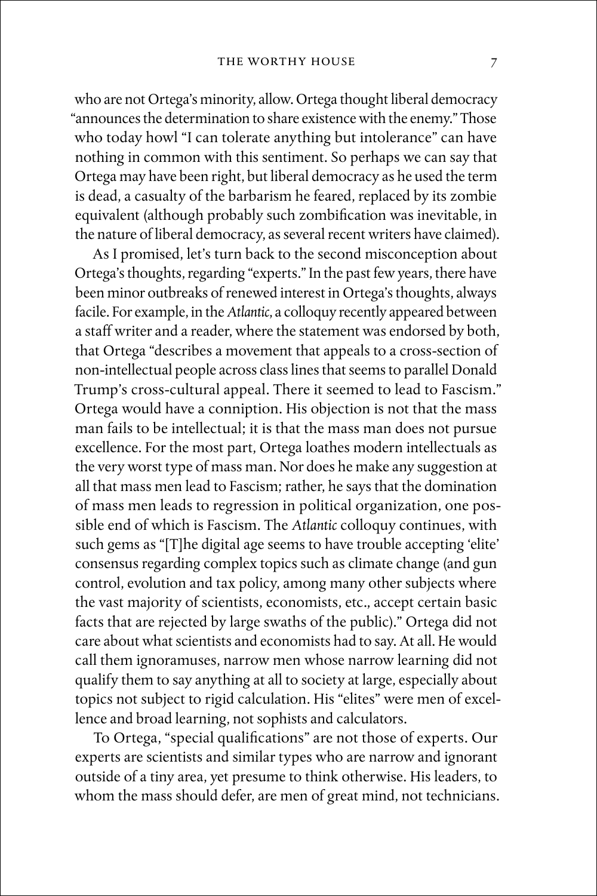who are not Ortega's minority, allow. Ortega thought liberal democracy "announces the determination to share existence with the enemy." Those who today howl "I can tolerate anything but intolerance" can have nothing in common with this sentiment. So perhaps we can say that Ortega may have been right, but liberal democracy as he used the term is dead, a casualty of the barbarism he feared, replaced by its zombie equivalent (although probably such zombification was inevitable, in the nature of liberal democracy, as several recent writers have claimed).

As I promised, let's turn back to the second misconception about Ortega's thoughts, regarding "experts." In the past few years, there have been minor outbreaks of renewed interest in Ortega's thoughts, always facile. For example, in the *Atlantic*, a colloquy recently appeared between a staff writer and a reader, where the statement was endorsed by both, that Ortega "describes a movement that appeals to a cross-section of non-intellectual people across class lines that seems to parallel Donald Trump's cross-cultural appeal. There it seemed to lead to Fascism." Ortega would have a conniption. His objection is not that the mass man fails to be intellectual; it is that the mass man does not pursue excellence. For the most part, Ortega loathes modern intellectuals as the very worst type of mass man. Nor does he make any suggestion at all that mass men lead to Fascism; rather, he says that the domination of mass men leads to regression in political organization, one possible end of which is Fascism. The *Atlantic* colloquy continues, with such gems as "[T]he digital age seems to have trouble accepting 'elite' consensus regarding complex topics such as climate change (and gun control, evolution and tax policy, among many other subjects where the vast majority of scientists, economists, etc., accept certain basic facts that are rejected by large swaths of the public)." Ortega did not care about what scientists and economists had to say. At all. He would call them ignoramuses, narrow men whose narrow learning did not qualify them to say anything at all to society at large, especially about topics not subject to rigid calculation. His "elites" were men of excellence and broad learning, not sophists and calculators.

To Ortega, "special qualifications" are not those of experts. Our experts are scientists and similar types who are narrow and ignorant outside of a tiny area, yet presume to think otherwise. His leaders, to whom the mass should defer, are men of great mind, not technicians.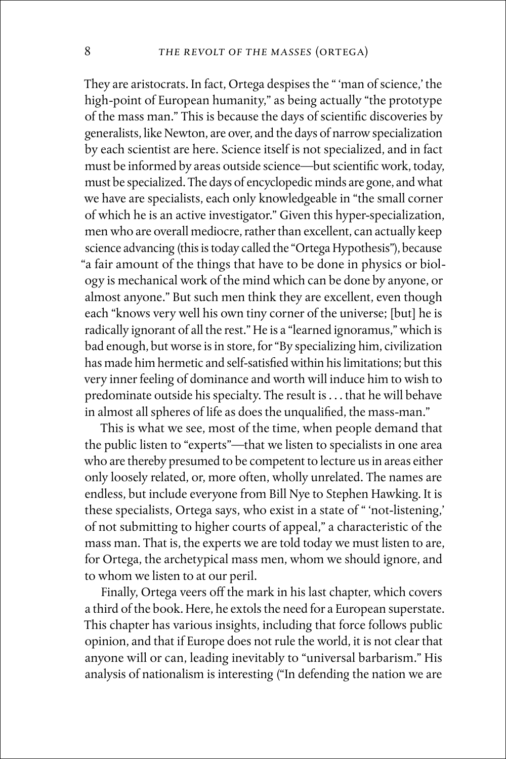They are aristocrats. In fact, Ortega despises the " 'man of science,' the high-point of European humanity," as being actually "the prototype of the mass man." This is because the days of scientific discoveries by generalists, like Newton, are over, and the days of narrow specialization by each scientist are here. Science itself is not specialized, and in fact must be informed by areas outside science—but scientific work, today, must be specialized. The days of encyclopedic minds are gone, and what we have are specialists, each only knowledgeable in "the small corner of which he is an active investigator." Given this hyper-specialization, men who are overall mediocre, rather than excellent, can actually keep science advancing (this is today called the "Ortega Hypothesis"), because "a fair amount of the things that have to be done in physics or biology is mechanical work of the mind which can be done by anyone, or almost anyone." But such men think they are excellent, even though each "knows very well his own tiny corner of the universe; [but] he is radically ignorant of all the rest." He is a "learned ignoramus," which is bad enough, but worse is in store, for "By specializing him, civilization has made him hermetic and self-satisfied within his limitations; but this very inner feeling of dominance and worth will induce him to wish to predominate outside his specialty. The result is . . . that he will behave in almost all spheres of life as does the unqualified, the mass-man."

This is what we see, most of the time, when people demand that the public listen to "experts"—that we listen to specialists in one area who are thereby presumed to be competent to lecture us in areas either only loosely related, or, more often, wholly unrelated. The names are endless, but include everyone from Bill Nye to Stephen Hawking. It is these specialists, Ortega says, who exist in a state of " 'not-listening,' of not submitting to higher courts of appeal," a characteristic of the mass man. That is, the experts we are told today we must listen to are, for Ortega, the archetypical mass men, whom we should ignore, and to whom we listen to at our peril.

Finally, Ortega veers off the mark in his last chapter, which covers a third of the book. Here, he extols the need for a European superstate. This chapter has various insights, including that force follows public opinion, and that if Europe does not rule the world, it is not clear that anyone will or can, leading inevitably to "universal barbarism." His analysis of nationalism is interesting ("In defending the nation we are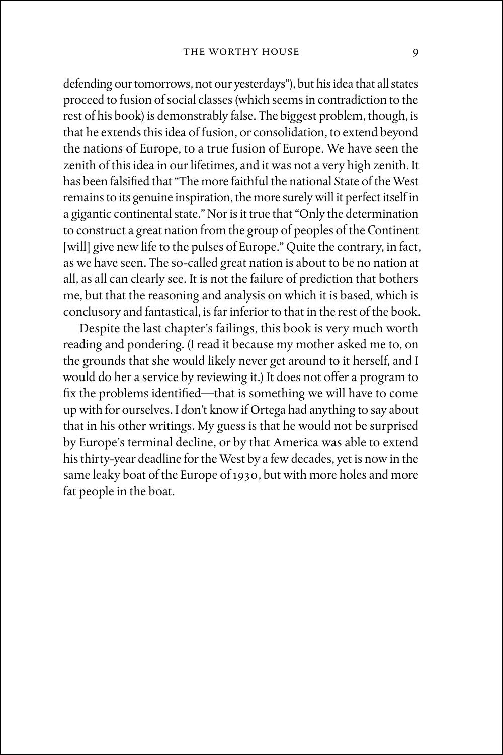defending our tomorrows, not our yesterdays"), but his idea that all states proceed to fusion of social classes (which seems in contradiction to the rest of his book) is demonstrably false. The biggest problem, though, is that he extends this idea of fusion, or consolidation, to extend beyond the nations of Europe, to a true fusion of Europe. We have seen the zenith of this idea in our lifetimes, and it was not a very high zenith. It has been falsified that "The more faithful the national State of the West remains to its genuine inspiration, the more surely will it perfect itself in a gigantic continental state." Nor is it true that "Only the determination to construct a great nation from the group of peoples of the Continent [will] give new life to the pulses of Europe." Quite the contrary, in fact, as we have seen. The so-called great nation is about to be no nation at all, as all can clearly see. It is not the failure of prediction that bothers me, but that the reasoning and analysis on which it is based, which is conclusory and fantastical, is far inferior to that in the rest of the book.

Despite the last chapter's failings, this book is very much worth reading and pondering. (I read it because my mother asked me to, on the grounds that she would likely never get around to it herself, and I would do her a service by reviewing it.) It does not offer a program to fix the problems identified—that is something we will have to come up with for ourselves. I don't know if Ortega had anything to say about that in his other writings. My guess is that he would not be surprised by Europe's terminal decline, or by that America was able to extend his thirty-year deadline for the West by a few decades, yet is now in the same leaky boat of the Europe of 1930, but with more holes and more fat people in the boat.